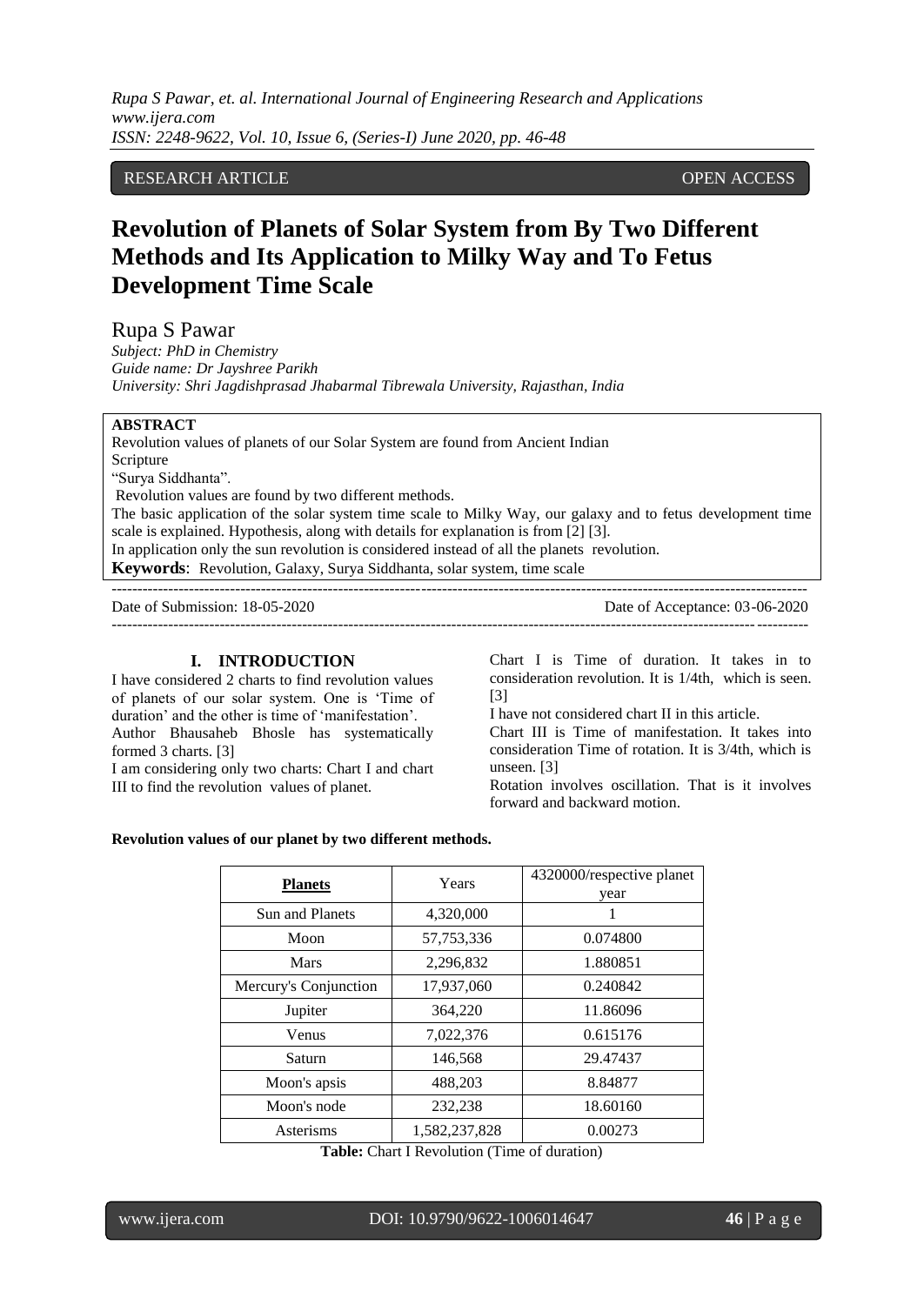RESEARCH ARTICLE OPEN ACCESS

# Revolution of Planets of Solar System from By Two Different Methods and Its Application to Milky Way and To Fetus Development Time Scale

Rupa S Pawar

*Subject: PhD in Chemistry*
*Guide name: Dr Jayshree Parikh*
*University: Shri Jagdishprasad Jhabarmal Tibrewala University, Rajasthan, India*

**ABSTRACT**

Revolution values of planets of our Solar System are found from Ancient Indian Scripture "Surya Siddhanta".

Revolution values are found by two different methods.

The basic application of the solar system time scale to Milky Way, our galaxy and to fetus development time scale is explained. Hypothesis, along with details for explanation is from [2] [3].

In application only the sun revolution is considered instead of all the planets revolution.

**Keywords**: Revolution, Galaxy, Surya Siddhanta, solar system, time scale

---

Date of Submission: 18-05-2020 Date of Acceptance: 03-06-2020

---

## I. INTRODUCTION

I have considered 2 charts to find revolution values of planets of our solar system. One is 'Time of duration' and the other is time of 'manifestation'. Author Bhausaheb Bhosle has systematically formed 3 charts. [3]

I am considering only two charts: Chart I and chart III to find the revolution values of planet.

Chart I is Time of duration. It takes in to consideration revolution. It is 1/4th, which is seen. [3]

I have not considered chart II in this article.

Chart III is Time of manifestation. It takes into consideration Time of rotation. It is 3/4th, which is unseen. [3]

Rotation involves oscillation. That is it involves forward and backward motion.

**Revolution values of our planet by two different methods.**

| **Planets** | Years | 4320000/respective planet year |
|---|---|---|
| Sun and Planets | 4,320,000 | 1 |
| Moon | 57,753,336 | 0.074800 |
| Mars | 2,296,832 | 1.880851 |
| Mercury's Conjunction | 17,937,060 | 0.240842 |
| Jupiter | 364,220 | 11.86096 |
| Venus | 7,022,376 | 0.615176 |
| Saturn | 146,568 | 29.47437 |
| Moon's apsis | 488,203 | 8.84877 |
| Moon's node | 232,238 | 18.60160 |
| Asterisms | 1,582,237,828 | 0.00273 |

**Table:** Chart I Revolution (Time of duration)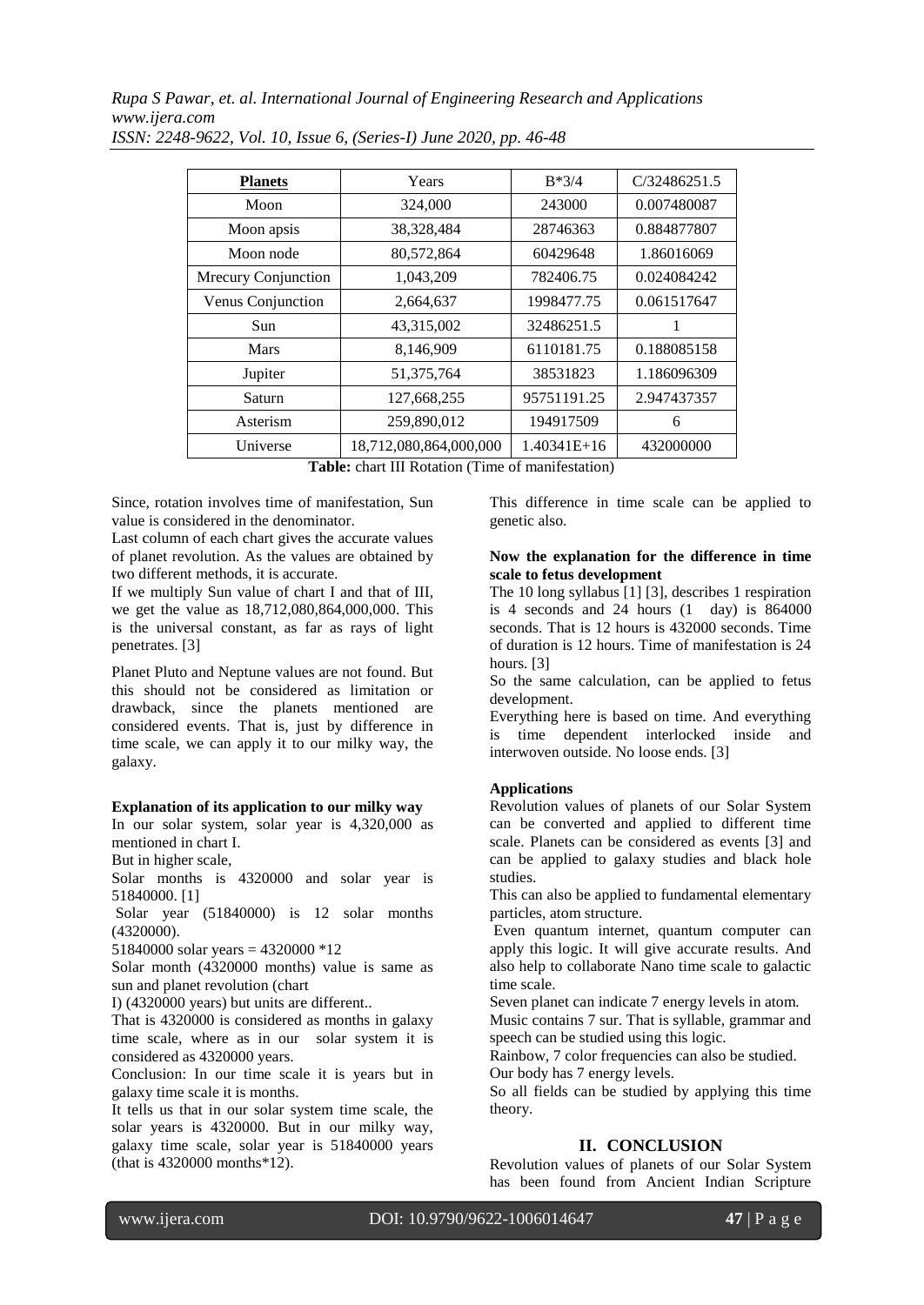| Planets | Years | B*3/4 | C/32486251.5 |
|---|---|---|---|
| Moon | 324,000 | 243000 | 0.007480087 |
| Moon apsis | 38,328,484 | 28746363 | 0.884877807 |
| Moon node | 80,572,864 | 60429648 | 1.86016069 |
| Mrecury Conjunction | 1,043,209 | 782406.75 | 0.024084242 |
| Venus Conjunction | 2,664,637 | 1998477.75 | 0.061517647 |
| Sun | 43,315,002 | 32486251.5 | 1 |
| Mars | 8,146,909 | 6110181.75 | 0.188085158 |
| Jupiter | 51,375,764 | 38531823 | 1.186096309 |
| Saturn | 127,668,255 | 95751191.25 | 2.947437357 |
| Asterism | 259,890,012 | 194917509 | 6 |
| Universe | 18,712,080,864,000,000 | 1.40341E+16 | 432000000 |

**Table:** chart III Rotation (Time of manifestation)

Since, rotation involves time of manifestation, Sun value is considered in the denominator.

Last column of each chart gives the accurate values of planet revolution. As the values are obtained by two different methods, it is accurate.

If we multiply Sun value of chart I and that of III, we get the value as 18,712,080,864,000,000. This is the universal constant, as far as rays of light penetrates. [3]

Planet Pluto and Neptune values are not found. But this should not be considered as limitation or drawback, since the planets mentioned are considered events. That is, just by difference in time scale, we can apply it to our milky way, the galaxy.

**Explanation of its application to our milky way**

In our solar system, solar year is 4,320,000 as mentioned in chart I.

But in higher scale,

Solar months is 4320000 and solar year is 51840000. [1]

Solar year (51840000) is 12 solar months (4320000).

51840000 solar years = 4320000 *12

Solar month (4320000 months) value is same as sun and planet revolution (chart I) (4320000 years) but units are different..

That is 4320000 is considered as months in galaxy time scale, where as in our solar system it is considered as 4320000 years.

Conclusion: In our time scale it is years but in galaxy time scale it is months.

It tells us that in our solar system time scale, the solar years is 4320000. But in our milky way, galaxy time scale, solar year is 51840000 years (that is 4320000 months*12).

This difference in time scale can be applied to genetic also.

**Now the explanation for the difference in time scale to fetus development**

The 10 long syllabus [1] [3], describes 1 respiration is 4 seconds and 24 hours (1 day) is 864000 seconds. That is 12 hours is 432000 seconds. Time of duration is 12 hours. Time of manifestation is 24 hours. [3]

So the same calculation, can be applied to fetus development.

Everything here is based on time. And everything is time dependent interlocked inside and interwoven outside. No loose ends. [3]

**Applications**

Revolution values of planets of our Solar System can be converted and applied to different time scale. Planets can be considered as events [3] and can be applied to galaxy studies and black hole studies.

This can also be applied to fundamental elementary particles, atom structure.

Even quantum internet, quantum computer can apply this logic. It will give accurate results. And also help to collaborate Nano time scale to galactic time scale.

Seven planet can indicate 7 energy levels in atom.

Music contains 7 sur. That is syllable, grammar and speech can be studied using this logic.

Rainbow, 7 color frequencies can also be studied.

Our body has 7 energy levels.

So all fields can be studied by applying this time theory.

## II. CONCLUSION

Revolution values of planets of our Solar System has been found from Ancient Indian Scripture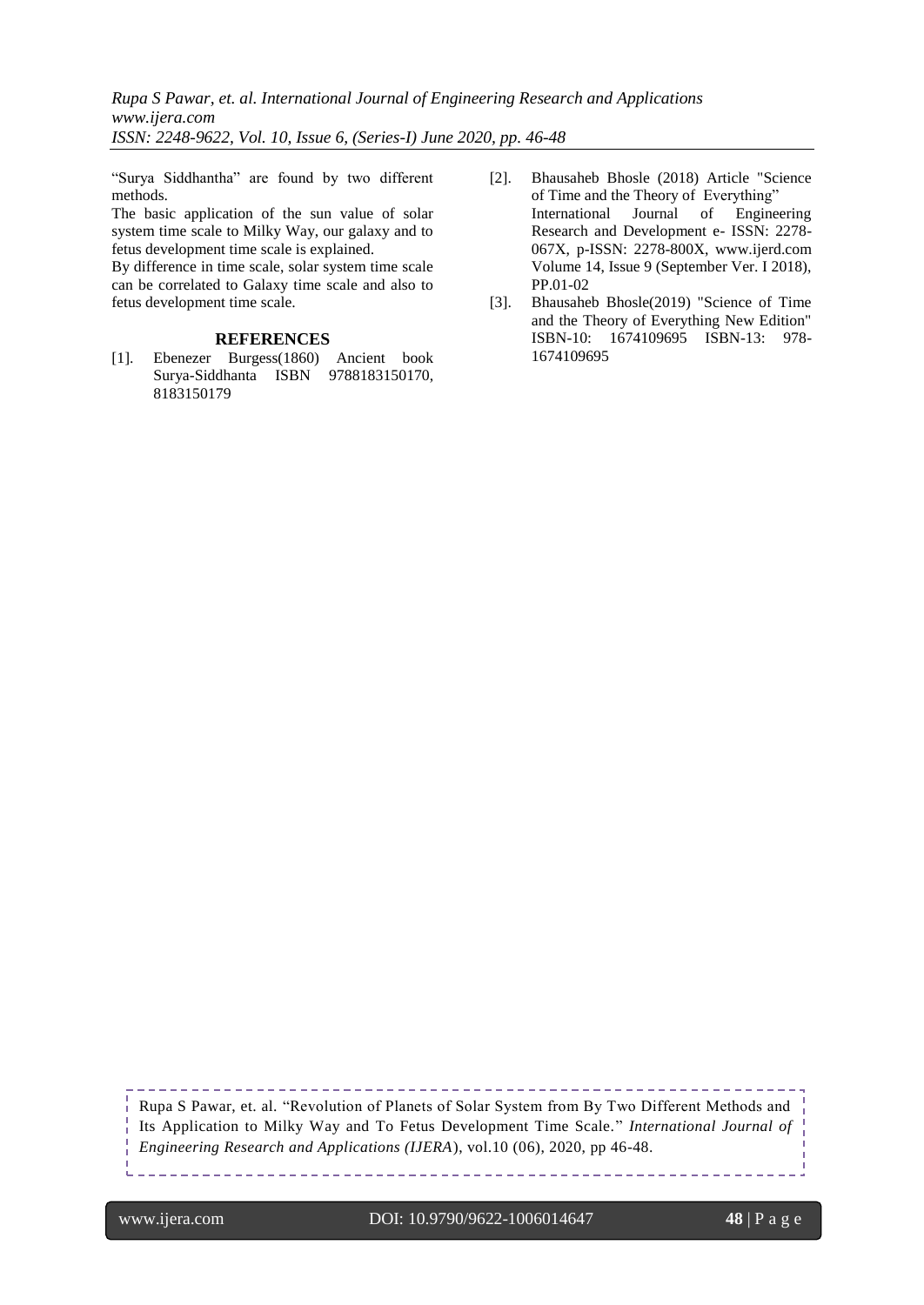"Surya Siddhantha" are found by two different methods.

The basic application of the sun value of solar system time scale to Milky Way, our galaxy and to fetus development time scale is explained.

By difference in time scale, solar system time scale can be correlated to Galaxy time scale and also to fetus development time scale.

## REFERENCES

[1]. Ebenezer Burgess(1860) Ancient book Surya-Siddhanta ISBN 9788183150170, 8183150179

[2]. Bhausaheb Bhosle (2018) Article "Science of Time and the Theory of Everything" International Journal of Engineering Research and Development e- ISSN: 2278-067X, p-ISSN: 2278-800X, www.ijerd.com Volume 14, Issue 9 (September Ver. I 2018), PP.01-02

[3]. Bhausaheb Bhosle(2019) "Science of Time and the Theory of Everything New Edition" ISBN-10: 1674109695 ISBN-13: 978-1674109695

Rupa S Pawar, et. al. "Revolution of Planets of Solar System from By Two Different Methods and Its Application to Milky Way and To Fetus Development Time Scale." *International Journal of Engineering Research and Applications (IJERA)*, vol.10 (06), 2020, pp 46-48.